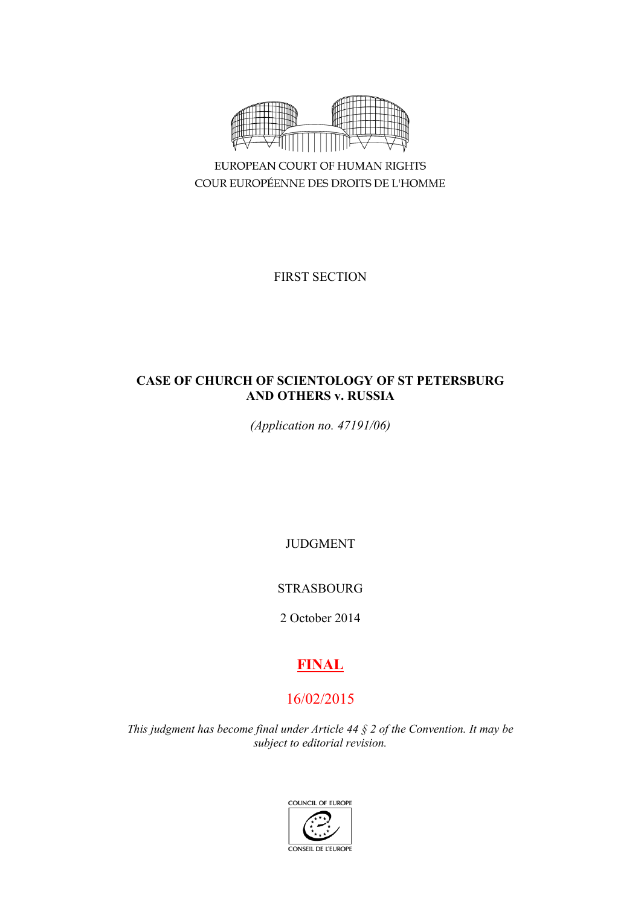EUROPEAN COURT OF HUMAN RIGHTS

COUR EUROPÉENNE DES DROITS DE L'HOMME

FIRST SECTION

# CASE OF CHURCH OF SCIENTOLOGY OF ST PETERSBURG AND OTHERS v. RUSSIA

*(Application no. 47191/06)*

JUDGMENT

STRASBOURG

2 October 2014

**FINAL**

16/02/2015

*This judgment has become final under Article 44 § 2 of the Convention. It may be subject to editorial revision.*

COUNCIL OF EUROPE

CONSEIL DE L'EUROPE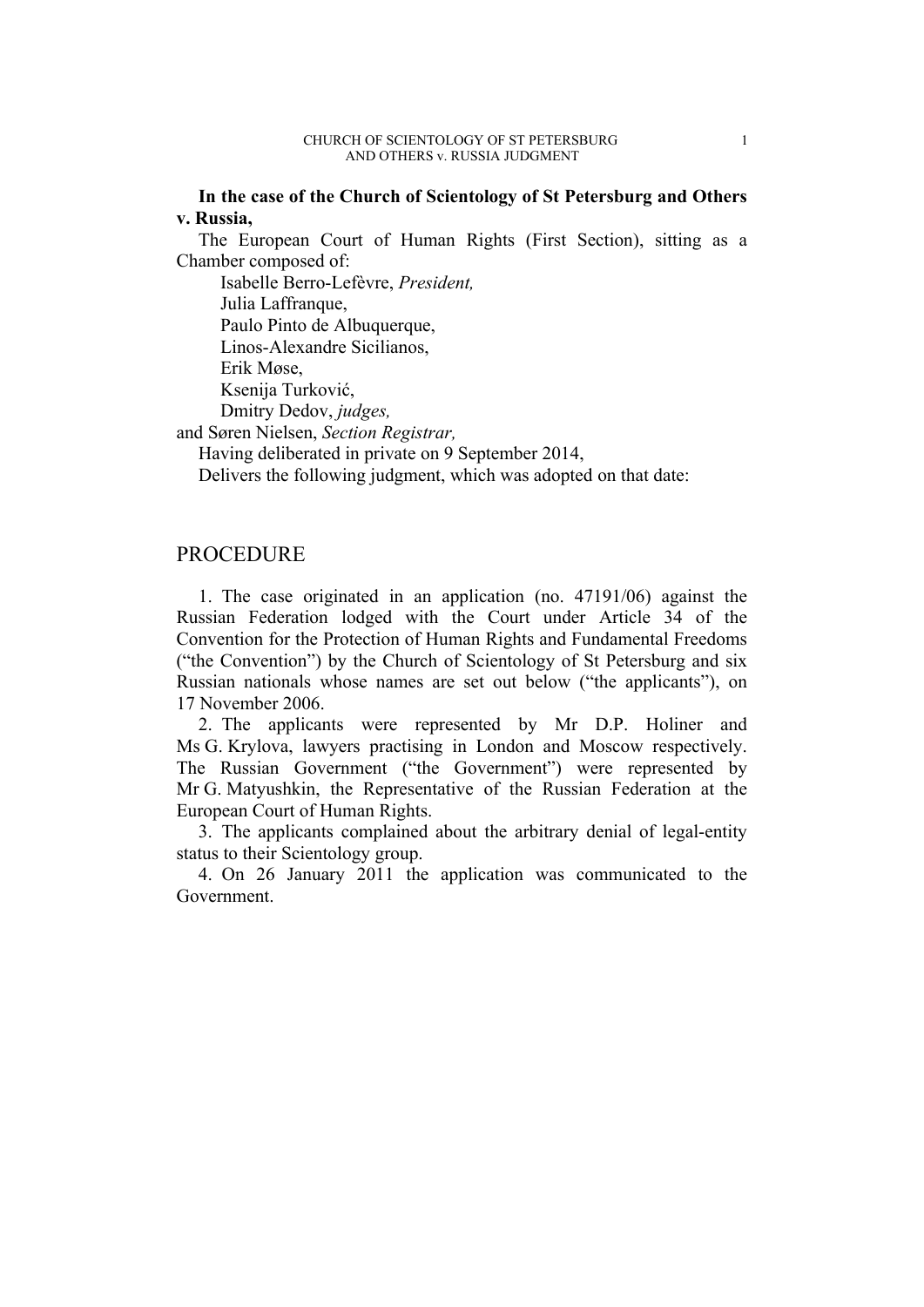**In the case of the Church of Scientology of St Petersburg and Others v. Russia,**

The European Court of Human Rights (First Section), sitting as a Chamber composed of:

Isabelle Berro-Lefèvre, *President,*
Julia Laffranque,
Paulo Pinto de Albuquerque,
Linos-Alexandre Sicilianos,
Erik Møse,
Ksenija Turković,
Dmitry Dedov, *judges,*

and Søren Nielsen, *Section Registrar,*

Having deliberated in private on 9 September 2014,

Delivers the following judgment, which was adopted on that date:

# PROCEDURE

1. The case originated in an application (no. 47191/06) against the Russian Federation lodged with the Court under Article 34 of the Convention for the Protection of Human Rights and Fundamental Freedoms ("the Convention") by the Church of Scientology of St Petersburg and six Russian nationals whose names are set out below ("the applicants"), on 17 November 2006.

2. The applicants were represented by Mr D.P. Holiner and Ms G. Krylova, lawyers practising in London and Moscow respectively. The Russian Government ("the Government") were represented by Mr G. Matyushkin, the Representative of the Russian Federation at the European Court of Human Rights.

3. The applicants complained about the arbitrary denial of legal-entity status to their Scientology group.

4. On 26 January 2011 the application was communicated to the Government.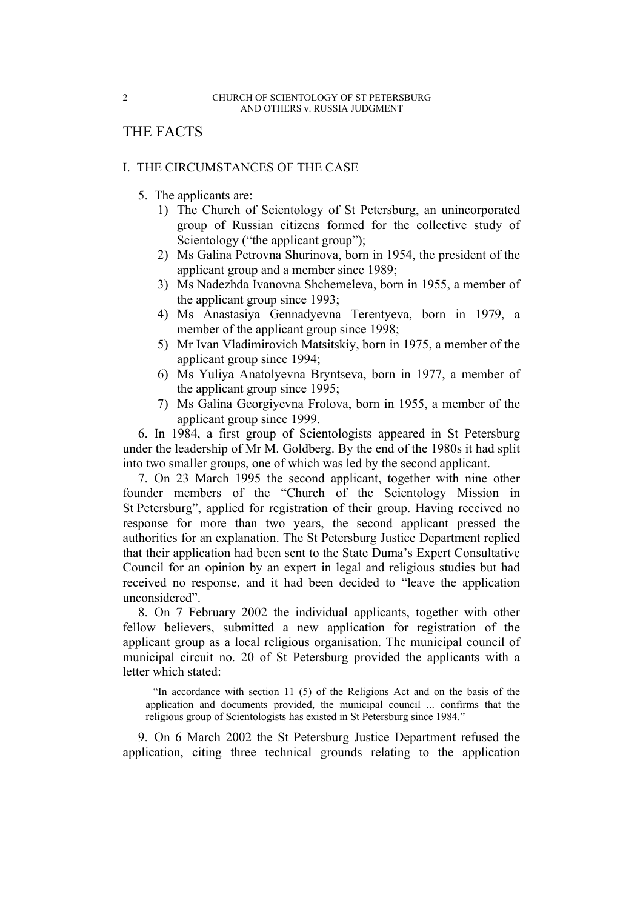# THE FACTS

## I. THE CIRCUMSTANCES OF THE CASE

5. The applicants are:

1) The Church of Scientology of St Petersburg, an unincorporated group of Russian citizens formed for the collective study of Scientology ("the applicant group");
2) Ms Galina Petrovna Shurinova, born in 1954, the president of the applicant group and a member since 1989;
3) Ms Nadezhda Ivanovna Shchemeleva, born in 1955, a member of the applicant group since 1993;
4) Ms Anastasiya Gennadyevna Terentyeva, born in 1979, a member of the applicant group since 1998;
5) Mr Ivan Vladimirovich Matsitskiy, born in 1975, a member of the applicant group since 1994;
6) Ms Yuliya Anatolyevna Bryntseva, born in 1977, a member of the applicant group since 1995;
7) Ms Galina Georgiyevna Frolova, born in 1955, a member of the applicant group since 1999.

6. In 1984, a first group of Scientologists appeared in St Petersburg under the leadership of Mr M. Goldberg. By the end of the 1980s it had split into two smaller groups, one of which was led by the second applicant.

7. On 23 March 1995 the second applicant, together with nine other founder members of the "Church of the Scientology Mission in St Petersburg", applied for registration of their group. Having received no response for more than two years, the second applicant pressed the authorities for an explanation. The St Petersburg Justice Department replied that their application had been sent to the State Duma's Expert Consultative Council for an opinion by an expert in legal and religious studies but had received no response, and it had been decided to "leave the application unconsidered".

8. On 7 February 2002 the individual applicants, together with other fellow believers, submitted a new application for registration of the applicant group as a local religious organisation. The municipal council of municipal circuit no. 20 of St Petersburg provided the applicants with a letter which stated:

> "In accordance with section 11 (5) of the Religions Act and on the basis of the application and documents provided, the municipal council ... confirms that the religious group of Scientologists has existed in St Petersburg since 1984."

9. On 6 March 2002 the St Petersburg Justice Department refused the application, citing three technical grounds relating to the application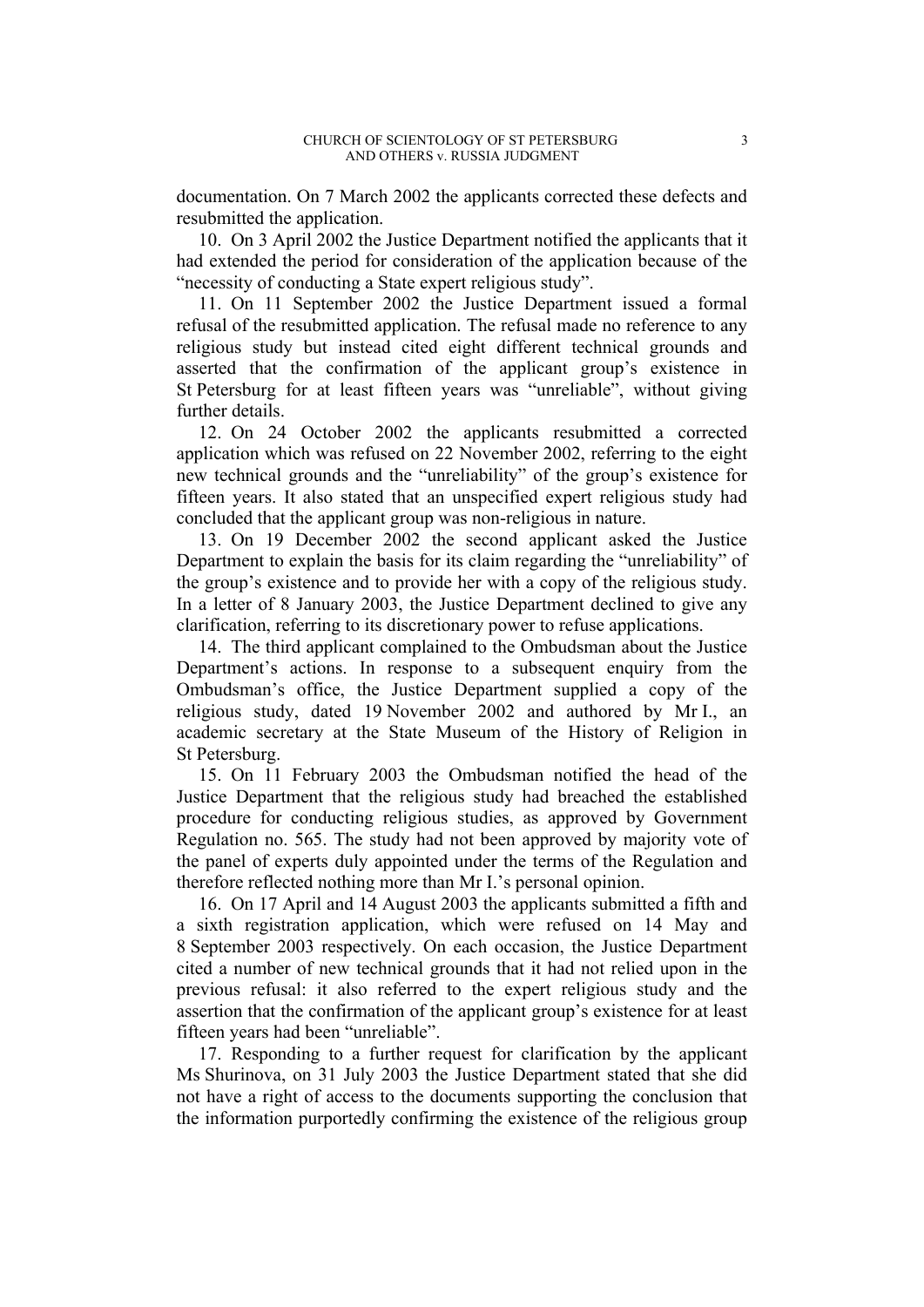documentation. On 7 March 2002 the applicants corrected these defects and resubmitted the application.

10. On 3 April 2002 the Justice Department notified the applicants that it had extended the period for consideration of the application because of the "necessity of conducting a State expert religious study".

11. On 11 September 2002 the Justice Department issued a formal refusal of the resubmitted application. The refusal made no reference to any religious study but instead cited eight different technical grounds and asserted that the confirmation of the applicant group's existence in St Petersburg for at least fifteen years was "unreliable", without giving further details.

12. On 24 October 2002 the applicants resubmitted a corrected application which was refused on 22 November 2002, referring to the eight new technical grounds and the "unreliability" of the group's existence for fifteen years. It also stated that an unspecified expert religious study had concluded that the applicant group was non-religious in nature.

13. On 19 December 2002 the second applicant asked the Justice Department to explain the basis for its claim regarding the "unreliability" of the group's existence and to provide her with a copy of the religious study. In a letter of 8 January 2003, the Justice Department declined to give any clarification, referring to its discretionary power to refuse applications.

14. The third applicant complained to the Ombudsman about the Justice Department's actions. In response to a subsequent enquiry from the Ombudsman's office, the Justice Department supplied a copy of the religious study, dated 19 November 2002 and authored by Mr I., an academic secretary at the State Museum of the History of Religion in St Petersburg.

15. On 11 February 2003 the Ombudsman notified the head of the Justice Department that the religious study had breached the established procedure for conducting religious studies, as approved by Government Regulation no. 565. The study had not been approved by majority vote of the panel of experts duly appointed under the terms of the Regulation and therefore reflected nothing more than Mr I.'s personal opinion.

16. On 17 April and 14 August 2003 the applicants submitted a fifth and a sixth registration application, which were refused on 14 May and 8 September 2003 respectively. On each occasion, the Justice Department cited a number of new technical grounds that it had not relied upon in the previous refusal: it also referred to the expert religious study and the assertion that the confirmation of the applicant group's existence for at least fifteen years had been "unreliable".

17. Responding to a further request for clarification by the applicant Ms Shurinova, on 31 July 2003 the Justice Department stated that she did not have a right of access to the documents supporting the conclusion that the information purportedly confirming the existence of the religious group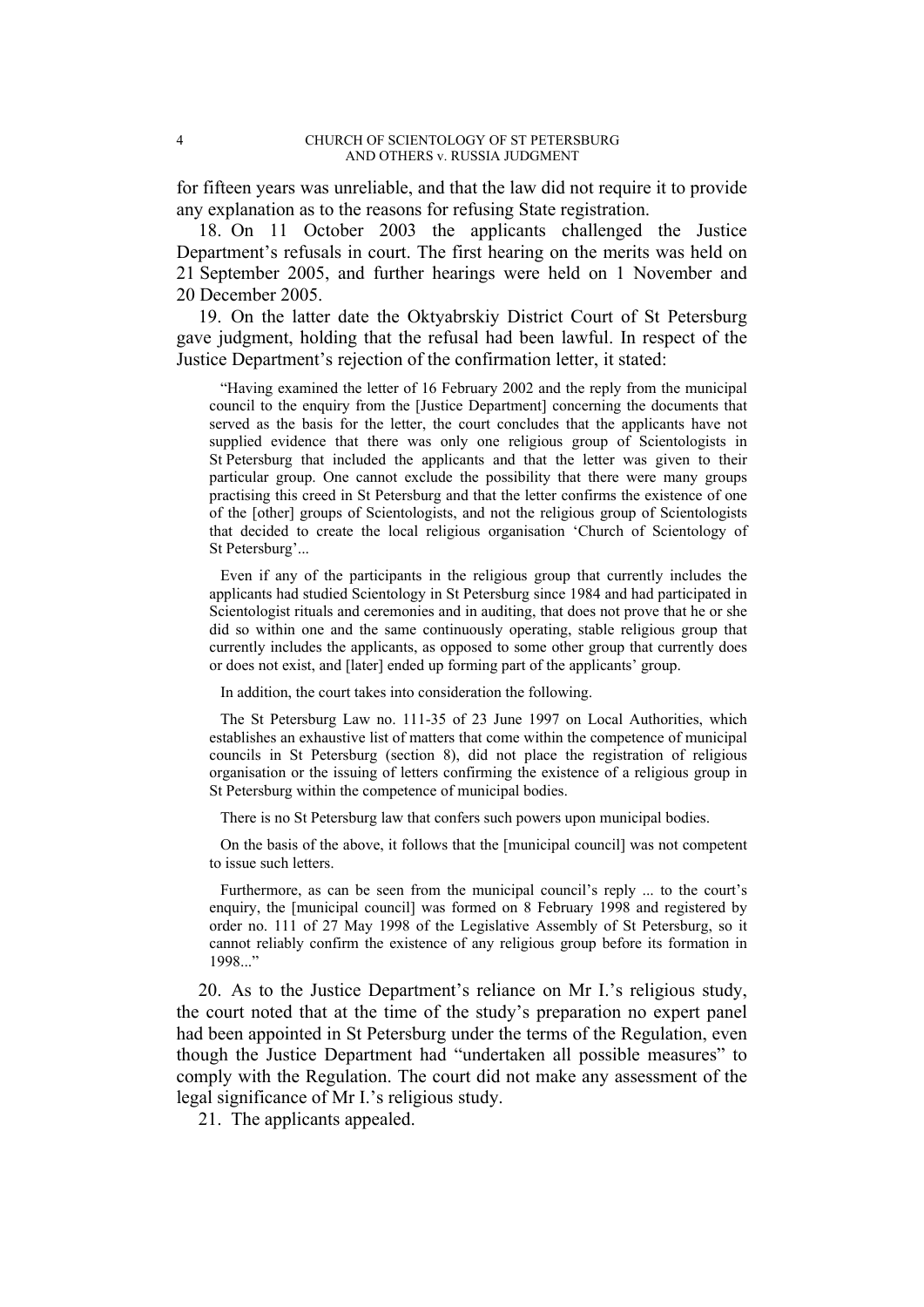for fifteen years was unreliable, and that the law did not require it to provide any explanation as to the reasons for refusing State registration.

18. On 11 October 2003 the applicants challenged the Justice Department's refusals in court. The first hearing on the merits was held on 21 September 2005, and further hearings were held on 1 November and 20 December 2005.

19. On the latter date the Oktyabrskiy District Court of St Petersburg gave judgment, holding that the refusal had been lawful. In respect of the Justice Department's rejection of the confirmation letter, it stated:

> "Having examined the letter of 16 February 2002 and the reply from the municipal council to the enquiry from the [Justice Department] concerning the documents that served as the basis for the letter, the court concludes that the applicants have not supplied evidence that there was only one religious group of Scientologists in St Petersburg that included the applicants and that the letter was given to their particular group. One cannot exclude the possibility that there were many groups practising this creed in St Petersburg and that the letter confirms the existence of one of the [other] groups of Scientologists, and not the religious group of Scientologists that decided to create the local religious organisation 'Church of Scientology of St Petersburg'...
>
> Even if any of the participants in the religious group that currently includes the applicants had studied Scientology in St Petersburg since 1984 and had participated in Scientologist rituals and ceremonies and in auditing, that does not prove that he or she did so within one and the same continuously operating, stable religious group that currently includes the applicants, as opposed to some other group that currently does or does not exist, and [later] ended up forming part of the applicants' group.
>
> In addition, the court takes into consideration the following.
>
> The St Petersburg Law no. 111-35 of 23 June 1997 on Local Authorities, which establishes an exhaustive list of matters that come within the competence of municipal councils in St Petersburg (section 8), did not place the registration of religious organisation or the issuing of letters confirming the existence of a religious group in St Petersburg within the competence of municipal bodies.
>
> There is no St Petersburg law that confers such powers upon municipal bodies.
>
> On the basis of the above, it follows that the [municipal council] was not competent to issue such letters.
>
> Furthermore, as can be seen from the municipal council's reply ... to the court's enquiry, the [municipal council] was formed on 8 February 1998 and registered by order no. 111 of 27 May 1998 of the Legislative Assembly of St Petersburg, so it cannot reliably confirm the existence of any religious group before its formation in 1998..."

20. As to the Justice Department's reliance on Mr I.'s religious study, the court noted that at the time of the study's preparation no expert panel had been appointed in St Petersburg under the terms of the Regulation, even though the Justice Department had "undertaken all possible measures" to comply with the Regulation. The court did not make any assessment of the legal significance of Mr I.'s religious study.

21. The applicants appealed.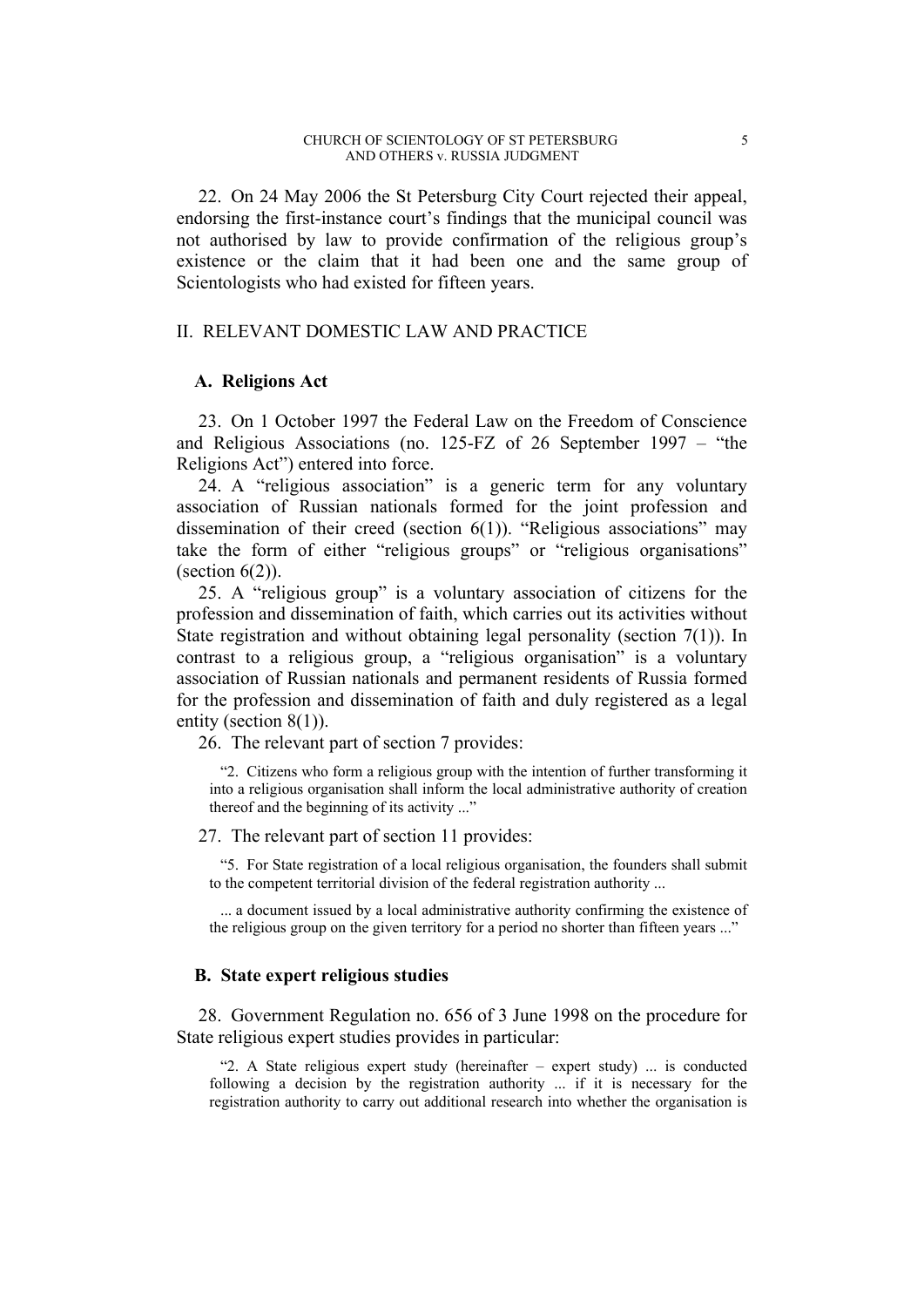22. On 24 May 2006 the St Petersburg City Court rejected their appeal, endorsing the first-instance court's findings that the municipal council was not authorised by law to provide confirmation of the religious group's existence or the claim that it had been one and the same group of Scientologists who had existed for fifteen years.

## II. RELEVANT DOMESTIC LAW AND PRACTICE

### A. Religions Act

23. On 1 October 1997 the Federal Law on the Freedom of Conscience and Religious Associations (no. 125-FZ of 26 September 1997 – "the Religions Act") entered into force.

24. A "religious association" is a generic term for any voluntary association of Russian nationals formed for the joint profession and dissemination of their creed (section 6(1)). "Religious associations" may take the form of either "religious groups" or "religious organisations" (section 6(2)).

25. A "religious group" is a voluntary association of citizens for the profession and dissemination of faith, which carries out its activities without State registration and without obtaining legal personality (section 7(1)). In contrast to a religious group, a "religious organisation" is a voluntary association of Russian nationals and permanent residents of Russia formed for the profession and dissemination of faith and duly registered as a legal entity (section 8(1)).

26. The relevant part of section 7 provides:

> "2. Citizens who form a religious group with the intention of further transforming it into a religious organisation shall inform the local administrative authority of creation thereof and the beginning of its activity ..."

27. The relevant part of section 11 provides:

> "5. For State registration of a local religious organisation, the founders shall submit to the competent territorial division of the federal registration authority ...
>
> ... a document issued by a local administrative authority confirming the existence of the religious group on the given territory for a period no shorter than fifteen years ..."

### B. State expert religious studies

28. Government Regulation no. 656 of 3 June 1998 on the procedure for State religious expert studies provides in particular:

> "2. A State religious expert study (hereinafter – expert study) ... is conducted following a decision by the registration authority ... if it is necessary for the registration authority to carry out additional research into whether the organisation is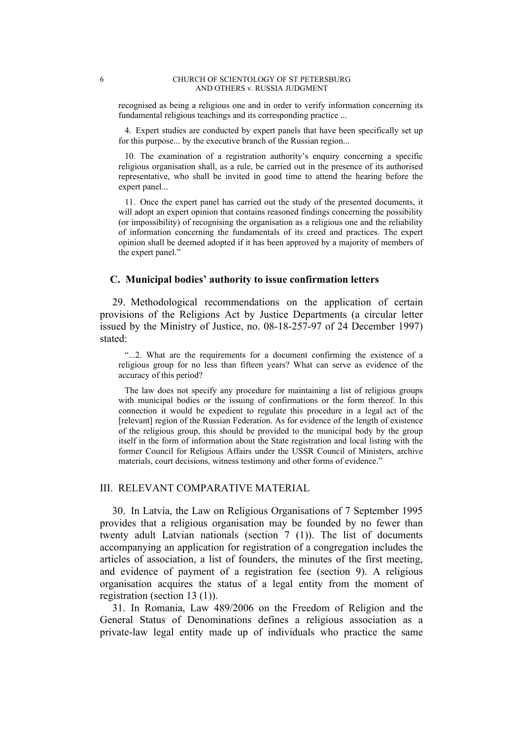recognised as being a religious one and in order to verify information concerning its fundamental religious teachings and its corresponding practice ...

4. Expert studies are conducted by expert panels that have been specifically set up for this purpose... by the executive branch of the Russian region...

10. The examination of a registration authority's enquiry concerning a specific religious organisation shall, as a rule, be carried out in the presence of its authorised representative, who shall be invited in good time to attend the hearing before the expert panel...

11. Once the expert panel has carried out the study of the presented documents, it will adopt an expert opinion that contains reasoned findings concerning the possibility (or impossibility) of recognising the organisation as a religious one and the reliability of information concerning the fundamentals of its creed and practices. The expert opinion shall be deemed adopted if it has been approved by a majority of members of the expert panel."

### C. Municipal bodies' authority to issue confirmation letters

29. Methodological recommendations on the application of certain provisions of the Religions Act by Justice Departments (a circular letter issued by the Ministry of Justice, no. 08-18-257-97 of 24 December 1997) stated:

"...2. What are the requirements for a document confirming the existence of a religious group for no less than fifteen years? What can serve as evidence of the accuracy of this period?

The law does not specify any procedure for maintaining a list of religious groups with municipal bodies or the issuing of confirmations or the form thereof. In this connection it would be expedient to regulate this procedure in a legal act of the [relevant] region of the Russian Federation. As for evidence of the length of existence of the religious group, this should be provided to the municipal body by the group itself in the form of information about the State registration and local listing with the former Council for Religious Affairs under the USSR Council of Ministers, archive materials, court decisions, witness testimony and other forms of evidence."

## III. RELEVANT COMPARATIVE MATERIAL

30. In Latvia, the Law on Religious Organisations of 7 September 1995 provides that a religious organisation may be founded by no fewer than twenty adult Latvian nationals (section 7 (1)). The list of documents accompanying an application for registration of a congregation includes the articles of association, a list of founders, the minutes of the first meeting, and evidence of payment of a registration fee (section 9). A religious organisation acquires the status of a legal entity from the moment of registration (section 13 (1)).

31. In Romania, Law 489/2006 on the Freedom of Religion and the General Status of Denominations defines a religious association as a private-law legal entity made up of individuals who practice the same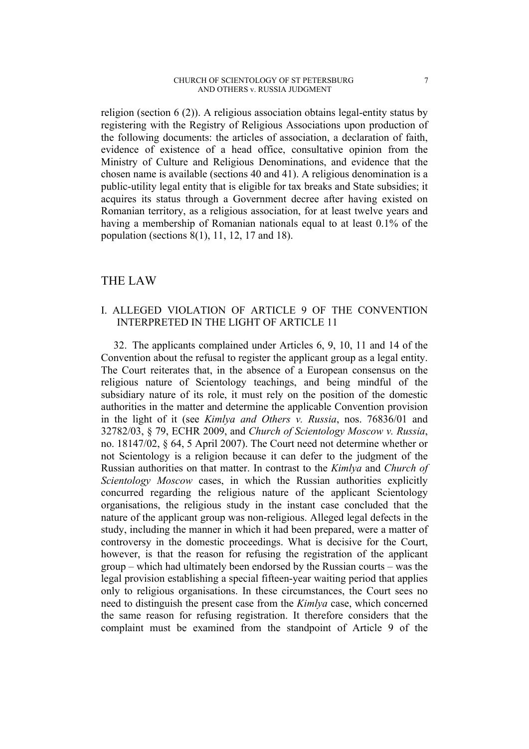religion (section 6 (2)). A religious association obtains legal-entity status by registering with the Registry of Religious Associations upon production of the following documents: the articles of association, a declaration of faith, evidence of existence of a head office, consultative opinion from the Ministry of Culture and Religious Denominations, and evidence that the chosen name is available (sections 40 and 41). A religious denomination is a public-utility legal entity that is eligible for tax breaks and State subsidies; it acquires its status through a Government decree after having existed on Romanian territory, as a religious association, for at least twelve years and having a membership of Romanian nationals equal to at least 0.1% of the population (sections 8(1), 11, 12, 17 and 18).

# THE LAW

## I. ALLEGED VIOLATION OF ARTICLE 9 OF THE CONVENTION INTERPRETED IN THE LIGHT OF ARTICLE 11

32. The applicants complained under Articles 6, 9, 10, 11 and 14 of the Convention about the refusal to register the applicant group as a legal entity. The Court reiterates that, in the absence of a European consensus on the religious nature of Scientology teachings, and being mindful of the subsidiary nature of its role, it must rely on the position of the domestic authorities in the matter and determine the applicable Convention provision in the light of it (see *Kimlya and Others v. Russia*, nos. 76836/01 and 32782/03, § 79, ECHR 2009, and *Church of Scientology Moscow v. Russia*, no. 18147/02, § 64, 5 April 2007). The Court need not determine whether or not Scientology is a religion because it can defer to the judgment of the Russian authorities on that matter. In contrast to the *Kimlya* and *Church of Scientology Moscow* cases, in which the Russian authorities explicitly concurred regarding the religious nature of the applicant Scientology organisations, the religious study in the instant case concluded that the nature of the applicant group was non-religious. Alleged legal defects in the study, including the manner in which it had been prepared, were a matter of controversy in the domestic proceedings. What is decisive for the Court, however, is that the reason for refusing the registration of the applicant group – which had ultimately been endorsed by the Russian courts – was the legal provision establishing a special fifteen-year waiting period that applies only to religious organisations. In these circumstances, the Court sees no need to distinguish the present case from the *Kimlya* case, which concerned the same reason for refusing registration. It therefore considers that the complaint must be examined from the standpoint of Article 9 of the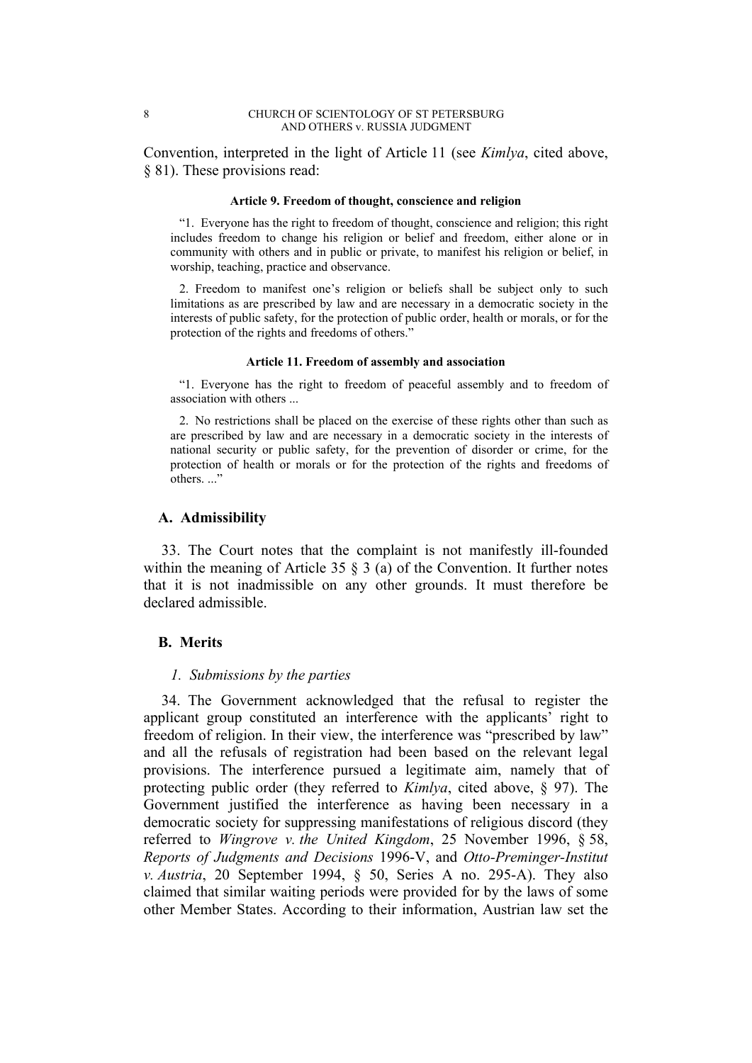Convention, interpreted in the light of Article 11 (see *Kimlya*, cited above, § 81). These provisions read:

> **Article 9. Freedom of thought, conscience and religion**
>
> “1. Everyone has the right to freedom of thought, conscience and religion; this right includes freedom to change his religion or belief and freedom, either alone or in community with others and in public or private, to manifest his religion or belief, in worship, teaching, practice and observance.
>
> 2. Freedom to manifest one’s religion or beliefs shall be subject only to such limitations as are prescribed by law and are necessary in a democratic society in the interests of public safety, for the protection of public order, health or morals, or for the protection of the rights and freedoms of others.”
>
> **Article 11. Freedom of assembly and association**
>
> “1. Everyone has the right to freedom of peaceful assembly and to freedom of association with others ...
>
> 2. No restrictions shall be placed on the exercise of these rights other than such as are prescribed by law and are necessary in a democratic society in the interests of national security or public safety, for the prevention of disorder or crime, for the protection of health or morals or for the protection of the rights and freedoms of others. ...”

## A. Admissibility

33. The Court notes that the complaint is not manifestly ill-founded within the meaning of Article 35 § 3 (a) of the Convention. It further notes that it is not inadmissible on any other grounds. It must therefore be declared admissible.

## B. Merits

### *1. Submissions by the parties*

34. The Government acknowledged that the refusal to register the applicant group constituted an interference with the applicants’ right to freedom of religion. In their view, the interference was “prescribed by law” and all the refusals of registration had been based on the relevant legal provisions. The interference pursued a legitimate aim, namely that of protecting public order (they referred to *Kimlya*, cited above, § 97). The Government justified the interference as having been necessary in a democratic society for suppressing manifestations of religious discord (they referred to *Wingrove v. the United Kingdom*, 25 November 1996, § 58, *Reports of Judgments and Decisions* 1996-V, and *Otto-Preminger-Institut v. Austria*, 20 September 1994, § 50, Series A no. 295-A). They also claimed that similar waiting periods were provided for by the laws of some other Member States. According to their information, Austrian law set the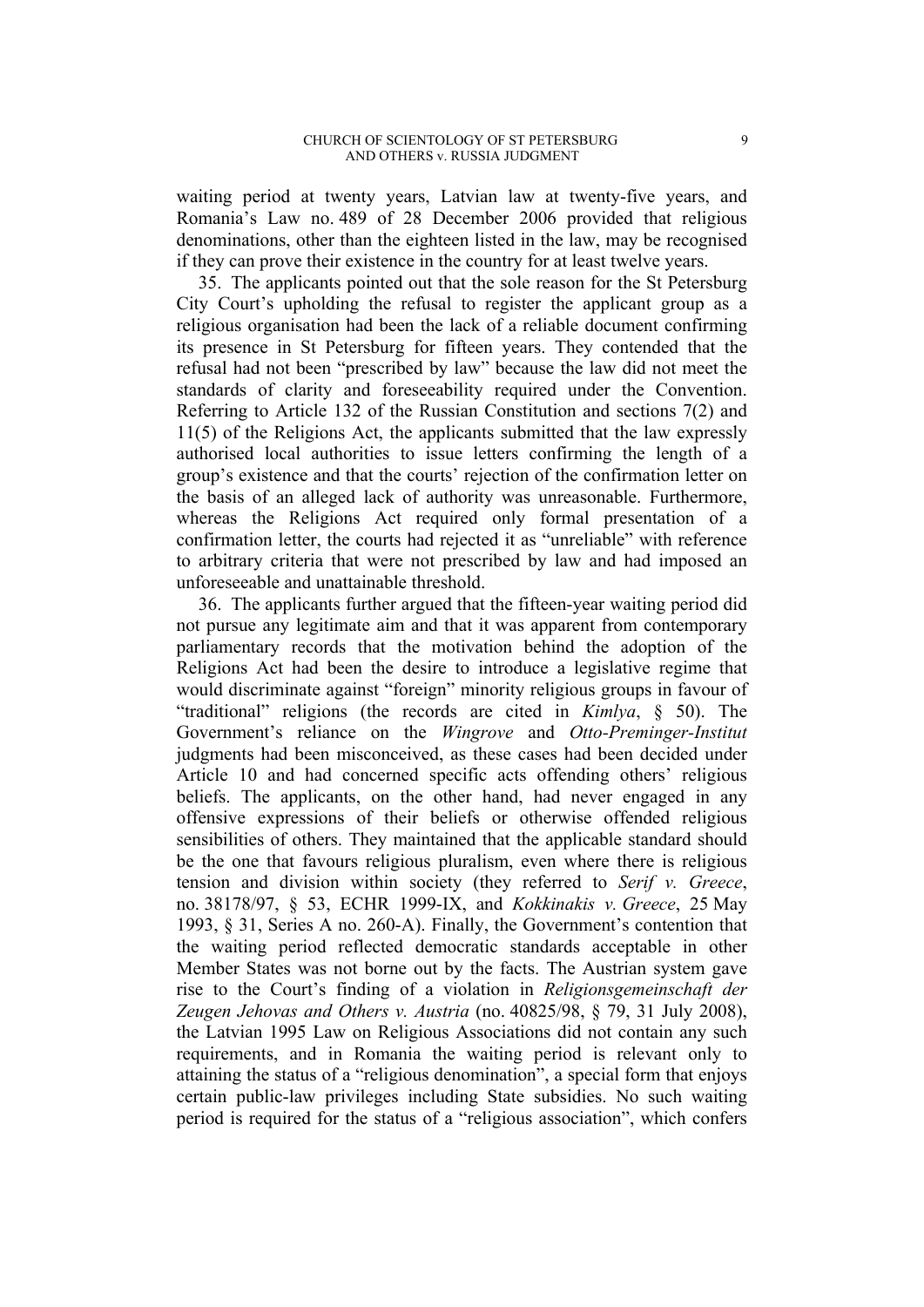waiting period at twenty years, Latvian law at twenty-five years, and Romania's Law no. 489 of 28 December 2006 provided that religious denominations, other than the eighteen listed in the law, may be recognised if they can prove their existence in the country for at least twelve years.

35. The applicants pointed out that the sole reason for the St Petersburg City Court's upholding the refusal to register the applicant group as a religious organisation had been the lack of a reliable document confirming its presence in St Petersburg for fifteen years. They contended that the refusal had not been "prescribed by law" because the law did not meet the standards of clarity and foreseeability required under the Convention. Referring to Article 132 of the Russian Constitution and sections 7(2) and 11(5) of the Religions Act, the applicants submitted that the law expressly authorised local authorities to issue letters confirming the length of a group's existence and that the courts' rejection of the confirmation letter on the basis of an alleged lack of authority was unreasonable. Furthermore, whereas the Religions Act required only formal presentation of a confirmation letter, the courts had rejected it as "unreliable" with reference to arbitrary criteria that were not prescribed by law and had imposed an unforeseeable and unattainable threshold.

36. The applicants further argued that the fifteen-year waiting period did not pursue any legitimate aim and that it was apparent from contemporary parliamentary records that the motivation behind the adoption of the Religions Act had been the desire to introduce a legislative regime that would discriminate against "foreign" minority religious groups in favour of "traditional" religions (the records are cited in *Kimlya*, § 50). The Government's reliance on the *Wingrove* and *Otto-Preminger-Institut* judgments had been misconceived, as these cases had been decided under Article 10 and had concerned specific acts offending others' religious beliefs. The applicants, on the other hand, had never engaged in any offensive expressions of their beliefs or otherwise offended religious sensibilities of others. They maintained that the applicable standard should be the one that favours religious pluralism, even where there is religious tension and division within society (they referred to *Serif v. Greece*, no. 38178/97, § 53, ECHR 1999-IX, and *Kokkinakis v. Greece*, 25 May 1993, § 31, Series A no. 260-A). Finally, the Government's contention that the waiting period reflected democratic standards acceptable in other Member States was not borne out by the facts. The Austrian system gave rise to the Court's finding of a violation in *Religionsgemeinschaft der Zeugen Jehovas and Others v. Austria* (no. 40825/98, § 79, 31 July 2008), the Latvian 1995 Law on Religious Associations did not contain any such requirements, and in Romania the waiting period is relevant only to attaining the status of a "religious denomination", a special form that enjoys certain public-law privileges including State subsidies. No such waiting period is required for the status of a "religious association", which confers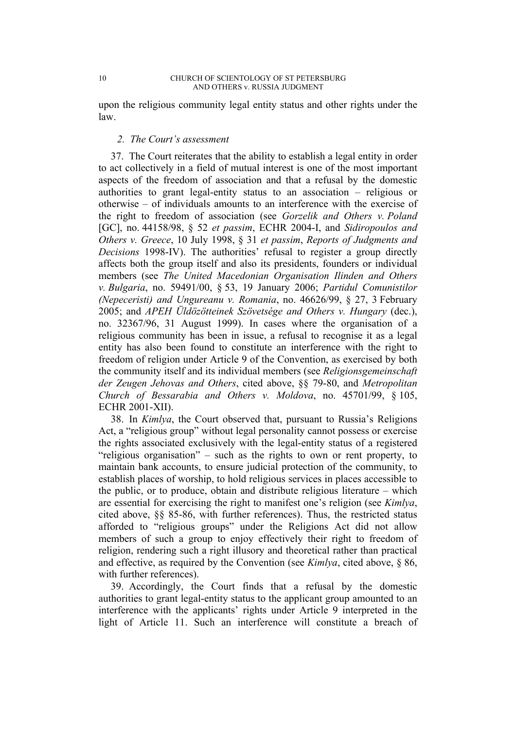upon the religious community legal entity status and other rights under the law.

### *2. The Court's assessment*

37. The Court reiterates that the ability to establish a legal entity in order to act collectively in a field of mutual interest is one of the most important aspects of the freedom of association and that a refusal by the domestic authorities to grant legal-entity status to an association – religious or otherwise – of individuals amounts to an interference with the exercise of the right to freedom of association (see *Gorzelik and Others v. Poland* [GC], no. 44158/98, § 52 *et passim*, ECHR 2004-I, and *Sidiropoulos and Others v. Greece*, 10 July 1998, § 31 *et passim*, *Reports of Judgments and Decisions* 1998-IV). The authorities' refusal to register a group directly affects both the group itself and also its presidents, founders or individual members (see *The United Macedonian Organisation Ilinden and Others v. Bulgaria*, no. 59491/00, § 53, 19 January 2006; *Partidul Comunistilor (Nepeceristi) and Ungureanu v. Romania*, no. 46626/99, § 27, 3 February 2005; and *APEH Üldözötteinek Szövetsége and Others v. Hungary* (dec.), no. 32367/96, 31 August 1999). In cases where the organisation of a religious community has been in issue, a refusal to recognise it as a legal entity has also been found to constitute an interference with the right to freedom of religion under Article 9 of the Convention, as exercised by both the community itself and its individual members (see *Religionsgemeinschaft der Zeugen Jehovas and Others*, cited above, §§ 79-80, and *Metropolitan Church of Bessarabia and Others v. Moldova*, no. 45701/99, § 105, ECHR 2001-XII).

38. In *Kimlya*, the Court observed that, pursuant to Russia's Religions Act, a "religious group" without legal personality cannot possess or exercise the rights associated exclusively with the legal-entity status of a registered "religious organisation" – such as the rights to own or rent property, to maintain bank accounts, to ensure judicial protection of the community, to establish places of worship, to hold religious services in places accessible to the public, or to produce, obtain and distribute religious literature – which are essential for exercising the right to manifest one's religion (see *Kimlya*, cited above, §§ 85-86, with further references). Thus, the restricted status afforded to "religious groups" under the Religions Act did not allow members of such a group to enjoy effectively their right to freedom of religion, rendering such a right illusory and theoretical rather than practical and effective, as required by the Convention (see *Kimlya*, cited above, § 86, with further references).

39. Accordingly, the Court finds that a refusal by the domestic authorities to grant legal-entity status to the applicant group amounted to an interference with the applicants' rights under Article 9 interpreted in the light of Article 11. Such an interference will constitute a breach of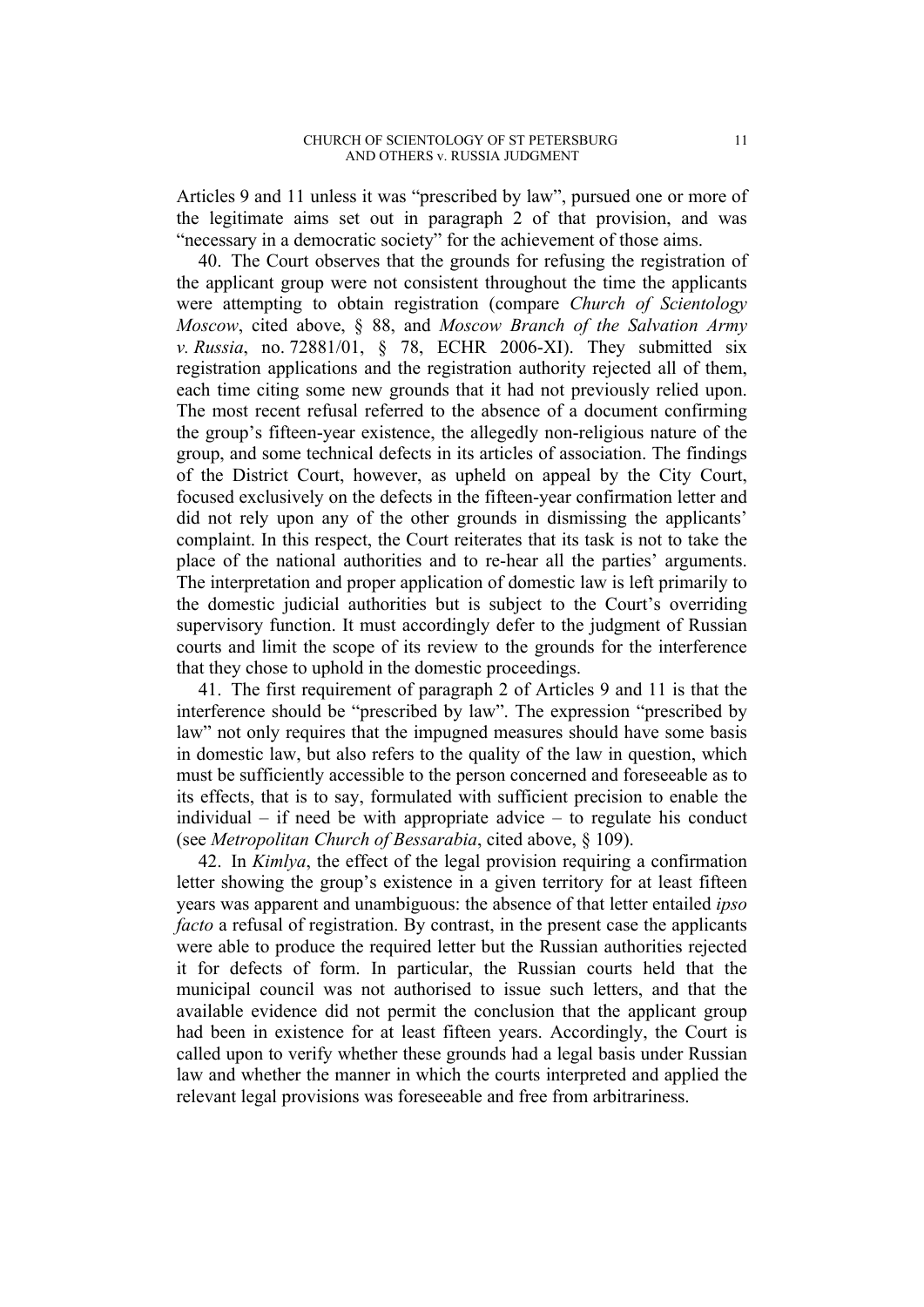Articles 9 and 11 unless it was "prescribed by law", pursued one or more of the legitimate aims set out in paragraph 2 of that provision, and was "necessary in a democratic society" for the achievement of those aims.

40. The Court observes that the grounds for refusing the registration of the applicant group were not consistent throughout the time the applicants were attempting to obtain registration (compare *Church of Scientology Moscow*, cited above, § 88, and *Moscow Branch of the Salvation Army v. Russia*, no. 72881/01, § 78, ECHR 2006-XI). They submitted six registration applications and the registration authority rejected all of them, each time citing some new grounds that it had not previously relied upon. The most recent refusal referred to the absence of a document confirming the group's fifteen-year existence, the allegedly non-religious nature of the group, and some technical defects in its articles of association. The findings of the District Court, however, as upheld on appeal by the City Court, focused exclusively on the defects in the fifteen-year confirmation letter and did not rely upon any of the other grounds in dismissing the applicants' complaint. In this respect, the Court reiterates that its task is not to take the place of the national authorities and to re-hear all the parties' arguments. The interpretation and proper application of domestic law is left primarily to the domestic judicial authorities but is subject to the Court's overriding supervisory function. It must accordingly defer to the judgment of Russian courts and limit the scope of its review to the grounds for the interference that they chose to uphold in the domestic proceedings.

41. The first requirement of paragraph 2 of Articles 9 and 11 is that the interference should be "prescribed by law". The expression "prescribed by law" not only requires that the impugned measures should have some basis in domestic law, but also refers to the quality of the law in question, which must be sufficiently accessible to the person concerned and foreseeable as to its effects, that is to say, formulated with sufficient precision to enable the individual – if need be with appropriate advice – to regulate his conduct (see *Metropolitan Church of Bessarabia*, cited above, § 109).

42. In *Kimlya*, the effect of the legal provision requiring a confirmation letter showing the group's existence in a given territory for at least fifteen years was apparent and unambiguous: the absence of that letter entailed *ipso facto* a refusal of registration. By contrast, in the present case the applicants were able to produce the required letter but the Russian authorities rejected it for defects of form. In particular, the Russian courts held that the municipal council was not authorised to issue such letters, and that the available evidence did not permit the conclusion that the applicant group had been in existence for at least fifteen years. Accordingly, the Court is called upon to verify whether these grounds had a legal basis under Russian law and whether the manner in which the courts interpreted and applied the relevant legal provisions was foreseeable and free from arbitrariness.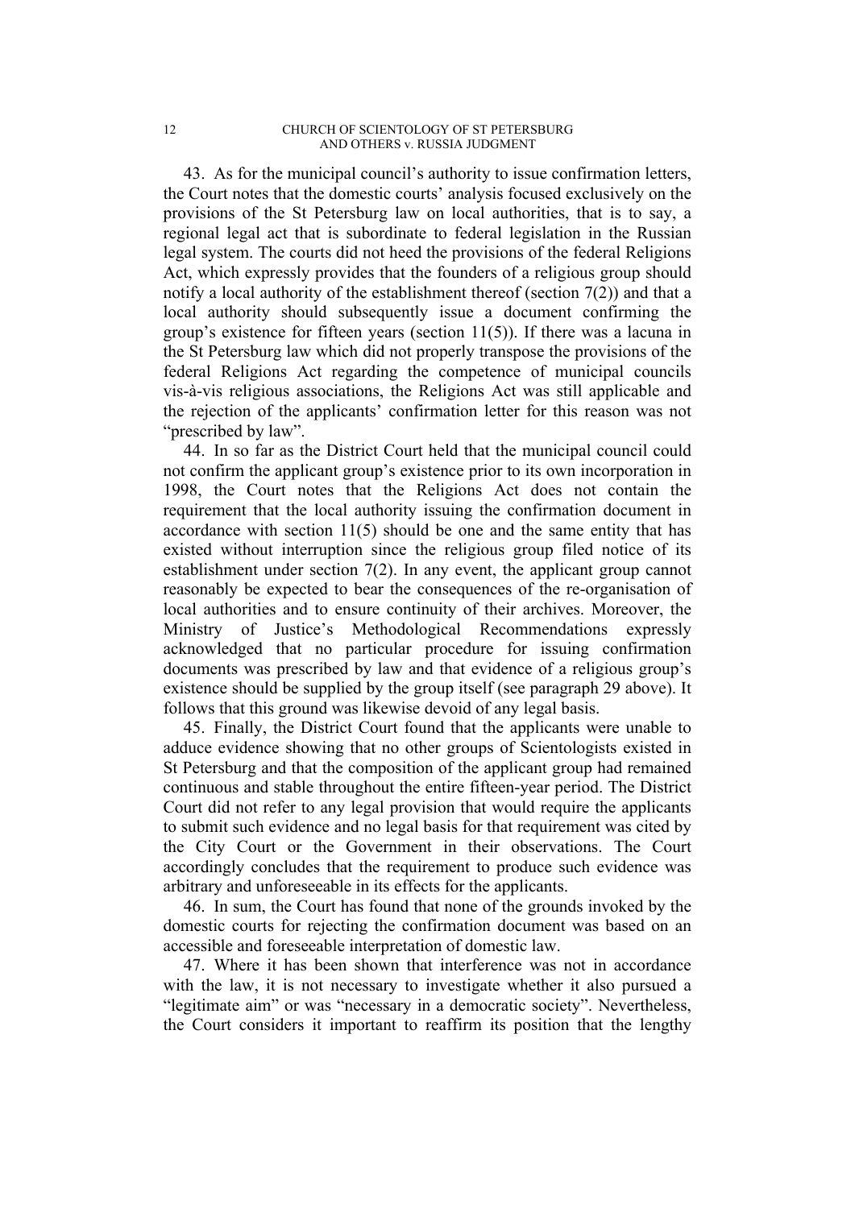43. As for the municipal council's authority to issue confirmation letters, the Court notes that the domestic courts' analysis focused exclusively on the provisions of the St Petersburg law on local authorities, that is to say, a regional legal act that is subordinate to federal legislation in the Russian legal system. The courts did not heed the provisions of the federal Religions Act, which expressly provides that the founders of a religious group should notify a local authority of the establishment thereof (section 7(2)) and that a local authority should subsequently issue a document confirming the group's existence for fifteen years (section 11(5)). If there was a lacuna in the St Petersburg law which did not properly transpose the provisions of the federal Religions Act regarding the competence of municipal councils vis-à-vis religious associations, the Religions Act was still applicable and the rejection of the applicants' confirmation letter for this reason was not "prescribed by law".

44. In so far as the District Court held that the municipal council could not confirm the applicant group's existence prior to its own incorporation in 1998, the Court notes that the Religions Act does not contain the requirement that the local authority issuing the confirmation document in accordance with section 11(5) should be one and the same entity that has existed without interruption since the religious group filed notice of its establishment under section 7(2). In any event, the applicant group cannot reasonably be expected to bear the consequences of the re-organisation of local authorities and to ensure continuity of their archives. Moreover, the Ministry of Justice's Methodological Recommendations expressly acknowledged that no particular procedure for issuing confirmation documents was prescribed by law and that evidence of a religious group's existence should be supplied by the group itself (see paragraph 29 above). It follows that this ground was likewise devoid of any legal basis.

45. Finally, the District Court found that the applicants were unable to adduce evidence showing that no other groups of Scientologists existed in St Petersburg and that the composition of the applicant group had remained continuous and stable throughout the entire fifteen-year period. The District Court did not refer to any legal provision that would require the applicants to submit such evidence and no legal basis for that requirement was cited by the City Court or the Government in their observations. The Court accordingly concludes that the requirement to produce such evidence was arbitrary and unforeseeable in its effects for the applicants.

46. In sum, the Court has found that none of the grounds invoked by the domestic courts for rejecting the confirmation document was based on an accessible and foreseeable interpretation of domestic law.

47. Where it has been shown that interference was not in accordance with the law, it is not necessary to investigate whether it also pursued a "legitimate aim" or was "necessary in a democratic society". Nevertheless, the Court considers it important to reaffirm its position that the lengthy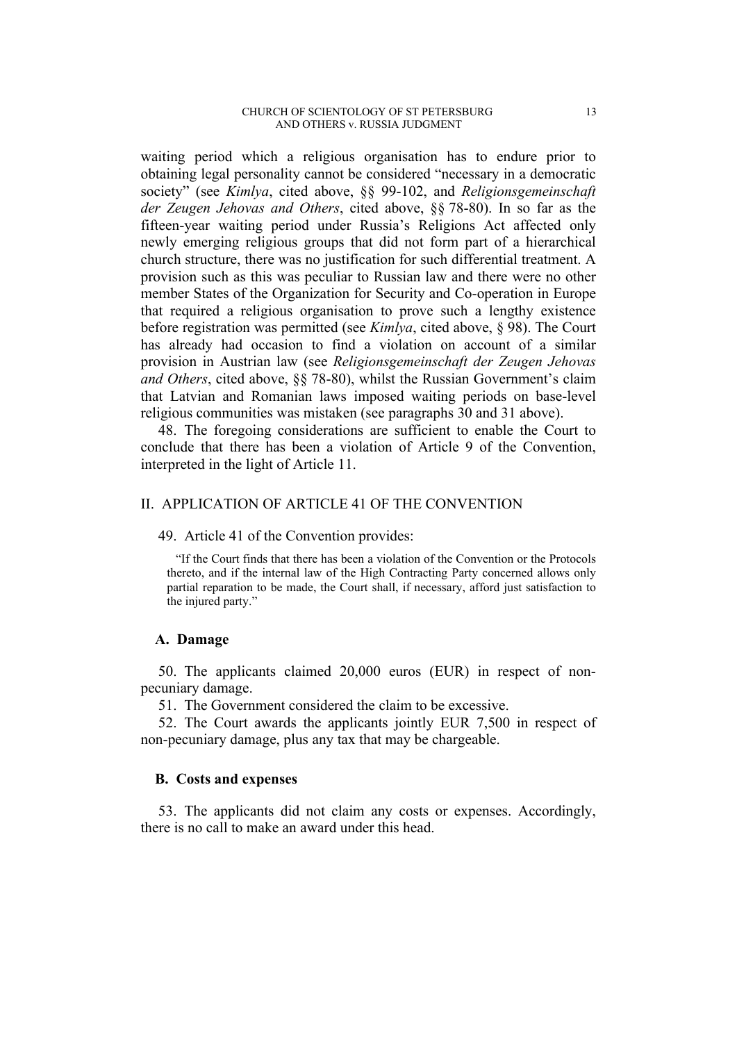waiting period which a religious organisation has to endure prior to obtaining legal personality cannot be considered "necessary in a democratic society" (see *Kimlya*, cited above, §§ 99-102, and *Religionsgemeinschaft der Zeugen Jehovas and Others*, cited above, §§ 78-80). In so far as the fifteen-year waiting period under Russia's Religions Act affected only newly emerging religious groups that did not form part of a hierarchical church structure, there was no justification for such differential treatment. A provision such as this was peculiar to Russian law and there were no other member States of the Organization for Security and Co-operation in Europe that required a religious organisation to prove such a lengthy existence before registration was permitted (see *Kimlya*, cited above, § 98). The Court has already had occasion to find a violation on account of a similar provision in Austrian law (see *Religionsgemeinschaft der Zeugen Jehovas and Others*, cited above, §§ 78-80), whilst the Russian Government's claim that Latvian and Romanian laws imposed waiting periods on base-level religious communities was mistaken (see paragraphs 30 and 31 above).

48. The foregoing considerations are sufficient to enable the Court to conclude that there has been a violation of Article 9 of the Convention, interpreted in the light of Article 11.

## II. APPLICATION OF ARTICLE 41 OF THE CONVENTION

49. Article 41 of the Convention provides:

> "If the Court finds that there has been a violation of the Convention or the Protocols thereto, and if the internal law of the High Contracting Party concerned allows only partial reparation to be made, the Court shall, if necessary, afford just satisfaction to the injured party."

### A. Damage

50. The applicants claimed 20,000 euros (EUR) in respect of non-pecuniary damage.

51. The Government considered the claim to be excessive.

52. The Court awards the applicants jointly EUR 7,500 in respect of non-pecuniary damage, plus any tax that may be chargeable.

### B. Costs and expenses

53. The applicants did not claim any costs or expenses. Accordingly, there is no call to make an award under this head.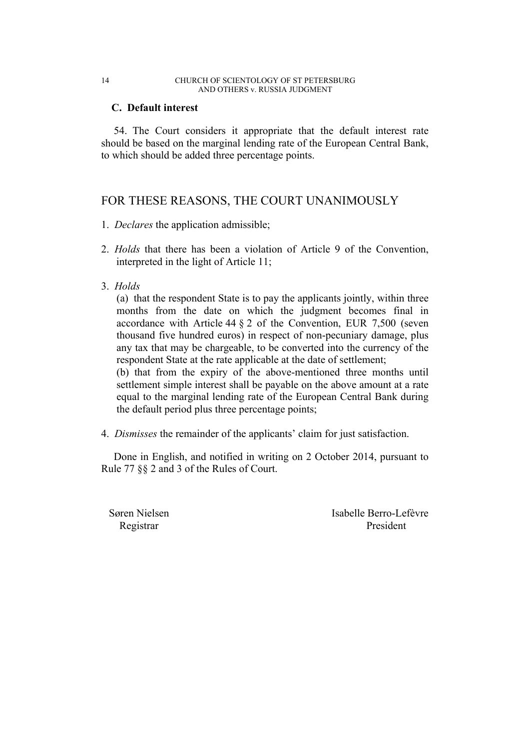### C. Default interest

54. The Court considers it appropriate that the default interest rate should be based on the marginal lending rate of the European Central Bank, to which should be added three percentage points.

## FOR THESE REASONS, THE COURT UNANIMOUSLY

1. *Declares* the application admissible;

2. *Holds* that there has been a violation of Article 9 of the Convention, interpreted in the light of Article 11;

3. *Holds*

   (a) that the respondent State is to pay the applicants jointly, within three months from the date on which the judgment becomes final in accordance with Article 44 § 2 of the Convention, EUR 7,500 (seven thousand five hundred euros) in respect of non-pecuniary damage, plus any tax that may be chargeable, to be converted into the currency of the respondent State at the rate applicable at the date of settlement;

   (b) that from the expiry of the above-mentioned three months until settlement simple interest shall be payable on the above amount at a rate equal to the marginal lending rate of the European Central Bank during the default period plus three percentage points;

4. *Dismisses* the remainder of the applicants' claim for just satisfaction.

Done in English, and notified in writing on 2 October 2014, pursuant to Rule 77 §§ 2 and 3 of the Rules of Court.

Søren Nielsen
Registrar

Isabelle Berro-Lefèvre
President